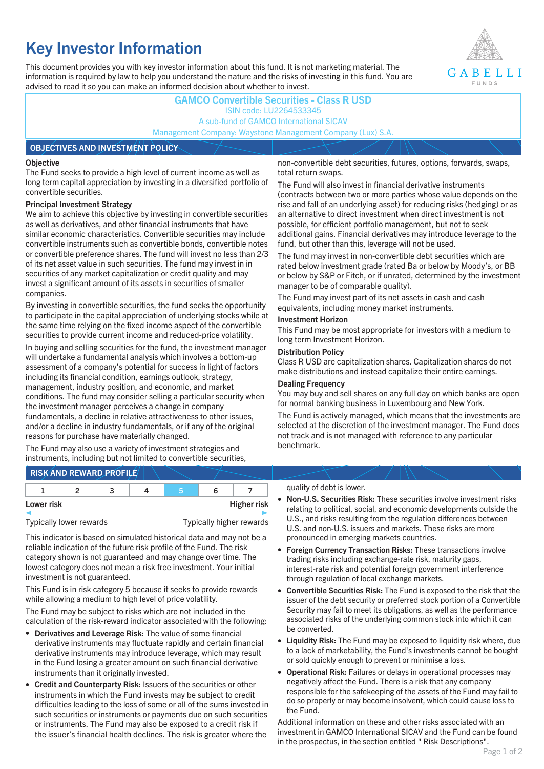# Key Investor Information

This document provides you with key investor information about this fund. It is not marketing material. The information is required by law to help you understand the nature and the risks of investing in this fund. You are advised to read it so you can make an informed decision about whether to invest.

**GAMCO Convertible Securities - Class R USD**
ISIN code: LU2264533345
A sub-fund of GAMCO International SICAV
Management Company: Waystone Management Company (Lux) S.A.

## OBJECTIVES AND INVESTMENT POLICY

**Objective**

The Fund seeks to provide a high level of current income as well as long term capital appreciation by investing in a diversified portfolio of convertible securities.

**Principal Investment Strategy**

We aim to achieve this objective by investing in convertible securities as well as derivatives, and other financial instruments that have similar economic characteristics. Convertible securities may include convertible instruments such as convertible bonds, convertible notes or convertible preference shares. The fund will invest no less than 2/3 of its net asset value in such securities. The fund may invest in in securities of any market capitalization or credit quality and may invest a significant amount of its assets in securities of smaller companies.

By investing in convertible securities, the fund seeks the opportunity to participate in the capital appreciation of underlying stocks while at the same time relying on the fixed income aspect of the convertible securities to provide current income and reduced-price volatility.

In buying and selling securities for the fund, the investment manager will undertake a fundamental analysis which involves a bottom-up assessment of a company's potential for success in light of factors including its financial condition, earnings outlook, strategy, management, industry position, and economic, and market conditions. The fund may consider selling a particular security when the investment manager perceives a change in company fundamentals, a decline in relative attractiveness to other issues, and/or a decline in industry fundamentals, or if any of the original reasons for purchase have materially changed.

The Fund may also use a variety of investment strategies and instruments, including but not limited to convertible securities, non-convertible debt securities, futures, options, forwards, swaps, total return swaps.

The Fund will also invest in financial derivative instruments (contracts between two or more parties whose value depends on the rise and fall of an underlying asset) for reducing risks (hedging) or as an alternative to direct investment when direct investment is not possible, for efficient portfolio management, but not to seek additional gains. Financial derivatives may introduce leverage to the fund, but other than this, leverage will not be used.

The fund may invest in non-convertible debt securities which are rated below investment grade (rated Ba or below by Moody's, or BB or below by S&P or Fitch, or if unrated, determined by the investment manager to be of comparable quality).

The Fund may invest part of its net assets in cash and cash equivalents, including money market instruments.

**Investment Horizon**

This Fund may be most appropriate for investors with a medium to long term Investment Horizon.

**Distribution Policy**

Class R USD are capitalization shares. Capitalization shares do not make distributions and instead capitalize their entire earnings.

**Dealing Frequency**

You may buy and sell shares on any full day on which banks are open for normal banking business in Luxembourg and New York.

The Fund is actively managed, which means that the investments are selected at the discretion of the investment manager. The Fund does not track and is not managed with reference to any particular benchmark.

## RISK AND REWARD PROFILE

| 1 | 2 | 3 | 4 | **5** | 6 | 7 |
|---|---|---|---|---|---|---|

**Lower risk** — **Higher risk**

Typically lower rewards — Typically higher rewards

This indicator is based on simulated historical data and may not be a reliable indication of the future risk profile of the Fund. The risk category shown is not guaranteed and may change over time. The lowest category does not mean a risk free investment. Your initial investment is not guaranteed.

This Fund is in risk category 5 because it seeks to provide rewards while allowing a medium to high level of price volatility.

The Fund may be subject to risks which are not included in the calculation of the risk-reward indicator associated with the following:

- **Derivatives and Leverage Risk:** The value of some financial derivative instruments may fluctuate rapidly and certain financial derivative instruments may introduce leverage, which may result in the Fund losing a greater amount on such financial derivative instruments than it originally invested.
- **Credit and Counterparty Risk:** Issuers of the securities or other instruments in which the Fund invests may be subject to credit difficulties leading to the loss of some or all of the sums invested in such securities or instruments or payments due on such securities or instruments. The Fund may also be exposed to a credit risk if the issuer's financial health declines. The risk is greater where the quality of debt is lower.
- **Non-U.S. Securities Risk:** These securities involve investment risks relating to political, social, and economic developments outside the U.S., and risks resulting from the regulation differences between U.S. and non-U.S. issuers and markets. These risks are more pronounced in emerging markets countries.
- **Foreign Currency Transaction Risks:** These transactions involve trading risks including exchange-rate risk, maturity gaps, interest-rate risk and potential foreign government interference through regulation of local exchange markets.
- **Convertible Securities Risk:** The Fund is exposed to the risk that the issuer of the debt security or preferred stock portion of a Convertible Security may fail to meet its obligations, as well as the performance associated risks of the underlying common stock into which it can be converted.
- **Liquidity Risk:** The Fund may be exposed to liquidity risk where, due to a lack of marketability, the Fund's investments cannot be bought or sold quickly enough to prevent or minimise a loss.
- **Operational Risk:** Failures or delays in operational processes may negatively affect the Fund. There is a risk that any company responsible for the safekeeping of the assets of the Fund may fail to do so properly or may become insolvent, which could cause loss to the Fund.

Additional information on these and other risks associated with an investment in GAMCO International SICAV and the Fund can be found in the prospectus, in the section entitled " Risk Descriptions".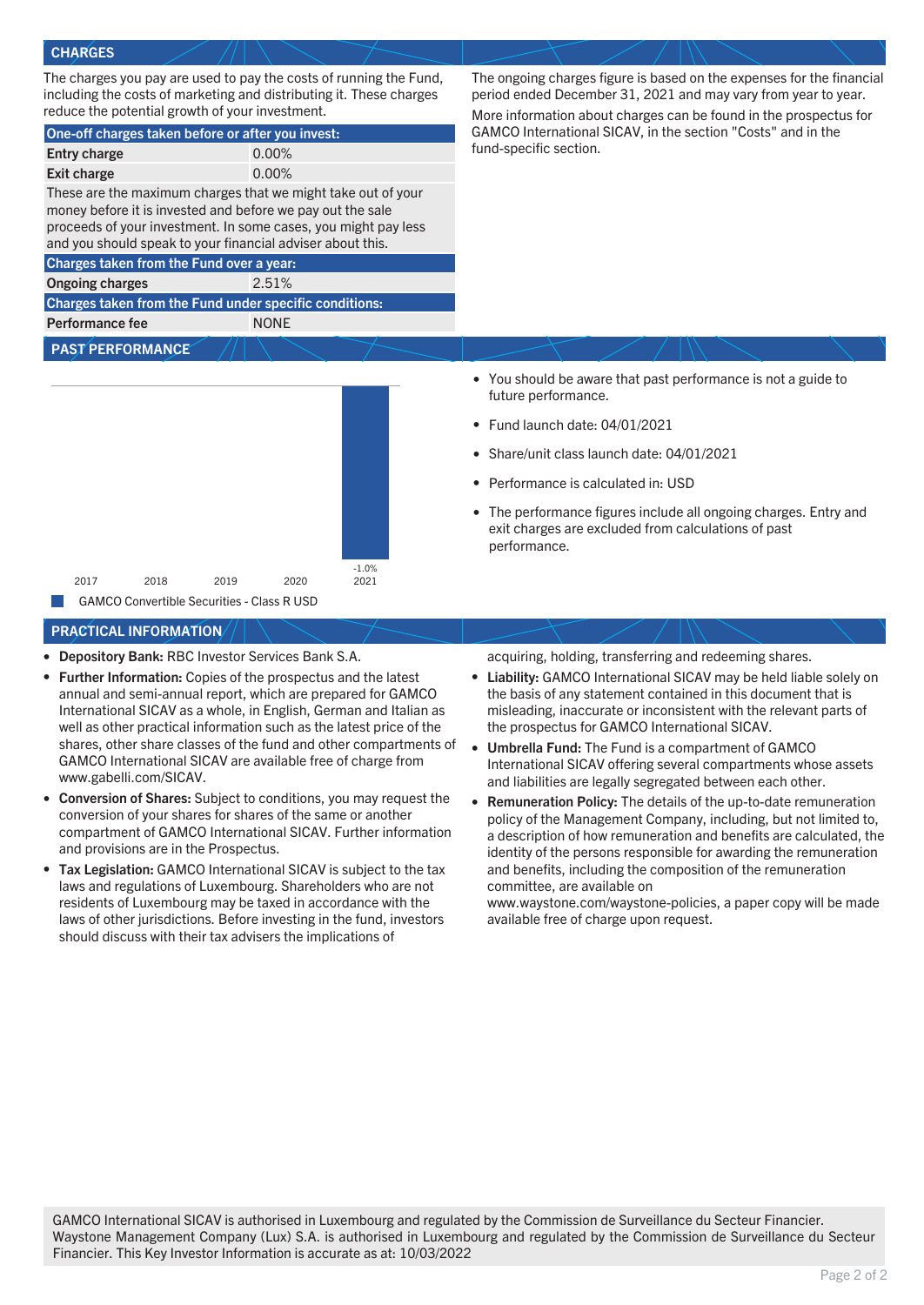## CHARGES

The charges you pay are used to pay the costs of running the Fund, including the costs of marketing and distributing it. These charges reduce the potential growth of your investment.

| One-off charges taken before or after you invest: | |
|---|---|
| **Entry charge** | 0.00% |
| **Exit charge** | 0.00% |
| These are the maximum charges that we might take out of your money before it is invested and before we pay out the sale proceeds of your investment. In some cases, you might pay less and you should speak to your financial adviser about this. | |
| **Charges taken from the Fund over a year:** | |
| **Ongoing charges** | 2.51% |
| **Charges taken from the Fund under specific conditions:** | |
| **Performance fee** | NONE |

The ongoing charges figure is based on the expenses for the financial period ended December 31, 2021 and may vary from year to year.

More information about charges can be found in the prospectus for GAMCO International SICAV, in the section "Costs" and in the fund-specific section.

## PAST PERFORMANCE

-1.0%

2017
2018
2019
2020
2021

GAMCO Convertible Securities - Class R USD

- You should be aware that past performance is not a guide to future performance.
- Fund launch date: 04/01/2021
- Share/unit class launch date: 04/01/2021
- Performance is calculated in: USD
- The performance figures include all ongoing charges. Entry and exit charges are excluded from calculations of past performance.

## PRACTICAL INFORMATION

- **Depositary Bank:** RBC Investor Services Bank S.A.
- **Further Information:** Copies of the prospectus and the latest annual and semi-annual report, which are prepared for GAMCO International SICAV as a whole, in English, German and Italian as well as other practical information such as the latest price of the shares, other share classes of the fund and other compartments of GAMCO International SICAV are available free of charge from www.gabelli.com/SICAV.
- **Conversion of Shares:** Subject to conditions, you may request the conversion of your shares for shares of the same or another compartment of GAMCO International SICAV. Further information and provisions are in the Prospectus.
- **Tax Legislation:** GAMCO International SICAV is subject to the tax laws and regulations of Luxembourg. Shareholders who are not residents of Luxembourg may be taxed in accordance with the laws of other jurisdictions. Before investing in the fund, investors should discuss with their tax advisers the implications of acquiring, holding, transferring and redeeming shares.
- **Liability:** GAMCO International SICAV may be held liable solely on the basis of any statement contained in this document that is misleading, inaccurate or inconsistent with the relevant parts of the prospectus for GAMCO International SICAV.
- **Umbrella Fund:** The Fund is a compartment of GAMCO International SICAV offering several compartments whose assets and liabilities are legally segregated between each other.
- **Remuneration Policy:** The details of the up-to-date remuneration policy of the Management Company, including, but not limited to, a description of how remuneration and benefits are calculated, the identity of the persons responsible for awarding the remuneration and benefits, including the composition of the remuneration committee, are available on www.waystone.com/waystone-policies, a paper copy will be made available free of charge upon request.

GAMCO International SICAV is authorised in Luxembourg and regulated by the Commission de Surveillance du Secteur Financier. Waystone Management Company (Lux) S.A. is authorised in Luxembourg and regulated by the Commission de Surveillance du Secteur Financier. This Key Investor Information is accurate as at: 10/03/2022